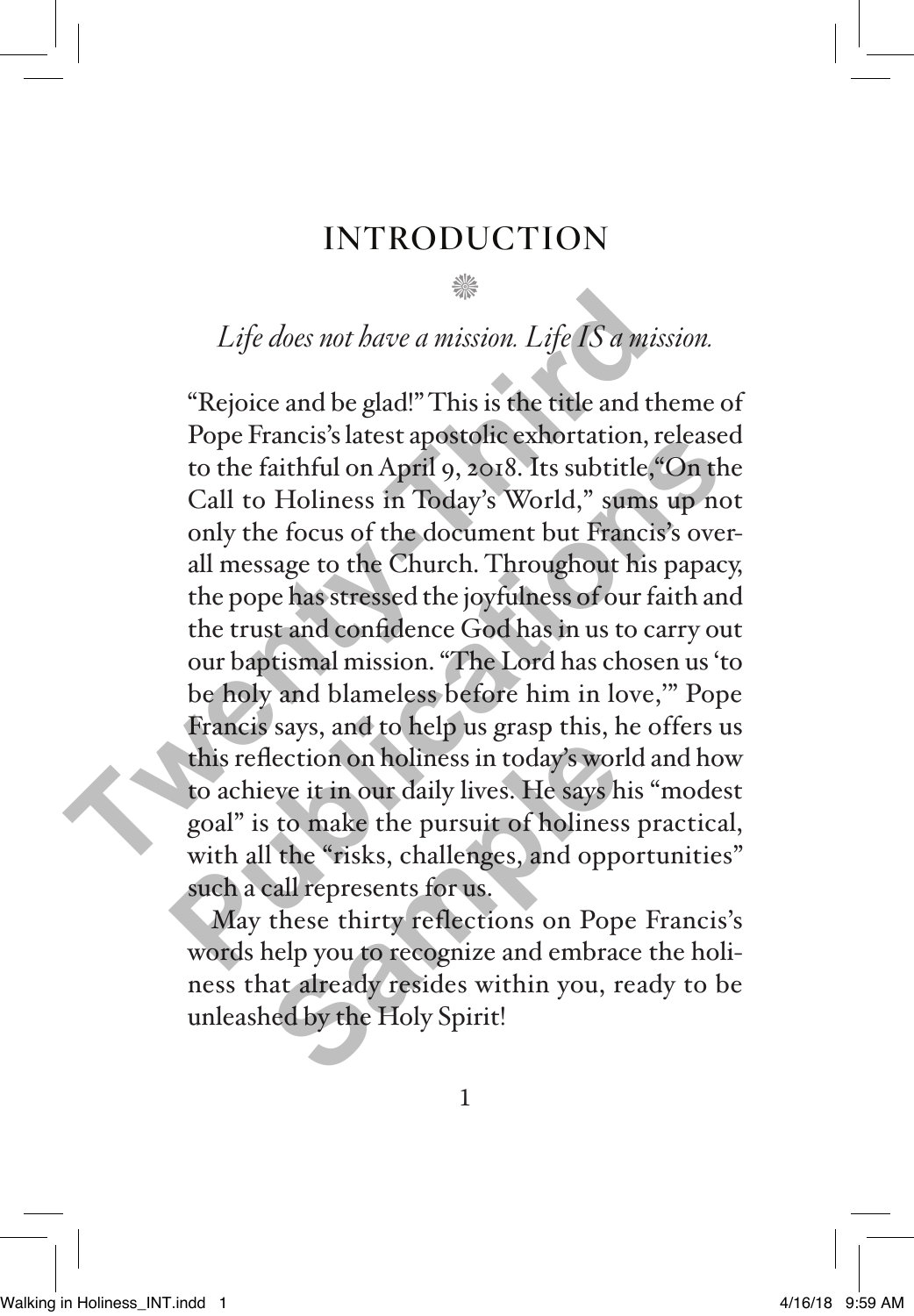# INTRODUCTION

*Life does not have a mission. Life IS a mission.*

"Rejoice and be glad!" This is the title and theme of Pope Francis's latest apostolic exhortation, released to the faithful on April 9, 2018. Its subtitle, "On the Call to Holiness in Today's World," sums up not only the focus of the document but Francis's overall message to the Church. Throughout his papacy, the pope has stressed the joyfulness of our faith and the trust and confidence God has in us to carry out our baptismal mission. "The Lord has chosen us 'to be holy and blameless before him in love,'" Pope Francis says, and to help us grasp this, he offers us this reflection on holiness in today's world and how to achieve it in our daily lives. He says his "modest goal" is to make the pursuit of holiness practical, with all the "risks, challenges, and opportunities" such a call represents for us.

May these thirty reflections on Pope Francis's words help you to recognize and embrace the holiness that already resides within you, ready to be unleashed by the Holy Spirit!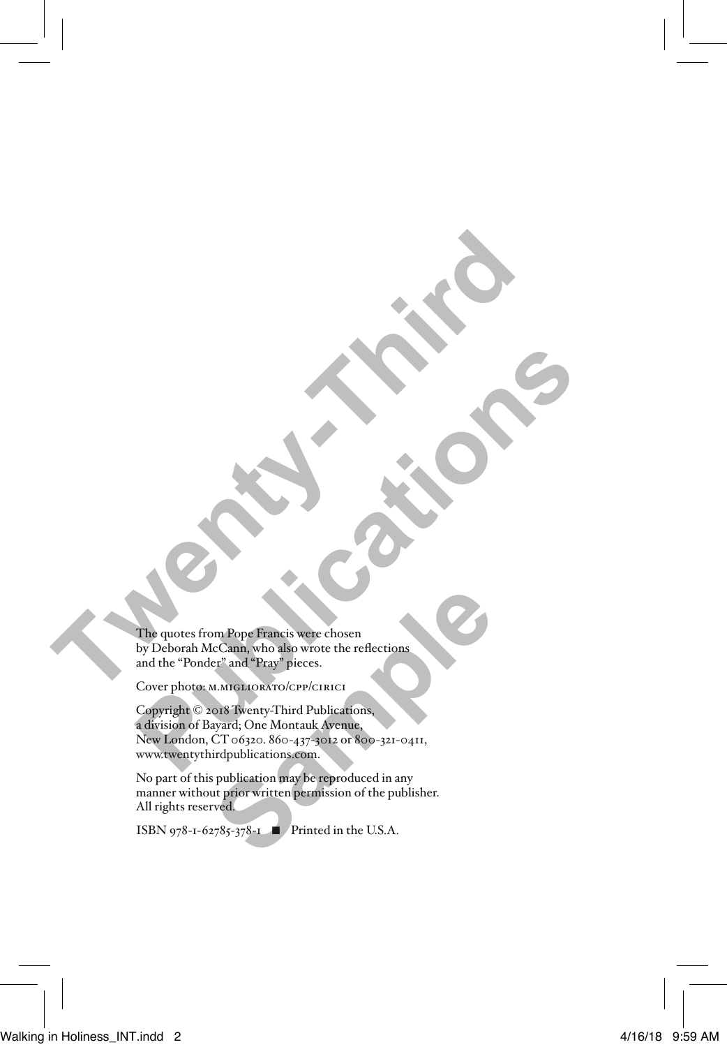The quotes from Pope Francis were chosen by Deborah McCann, who also wrote the reflections and the "Ponder" and "Pray" pieces.

Cover photo: M.MIGLIORATO/CPP/CIRICI

Copyright © 2018 Twenty-Third Publications, a division of Bayard; One Montauk Avenue, New London, CT 06320. 860-437-3012 or 800-321-0411, www.twentythirdpublications.com.

No part of this publication may be reproduced in any manner without prior written permission of the publisher. All rights reserved.

ISBN 978-1-62785-378-1 ■ Printed in the U.S.A.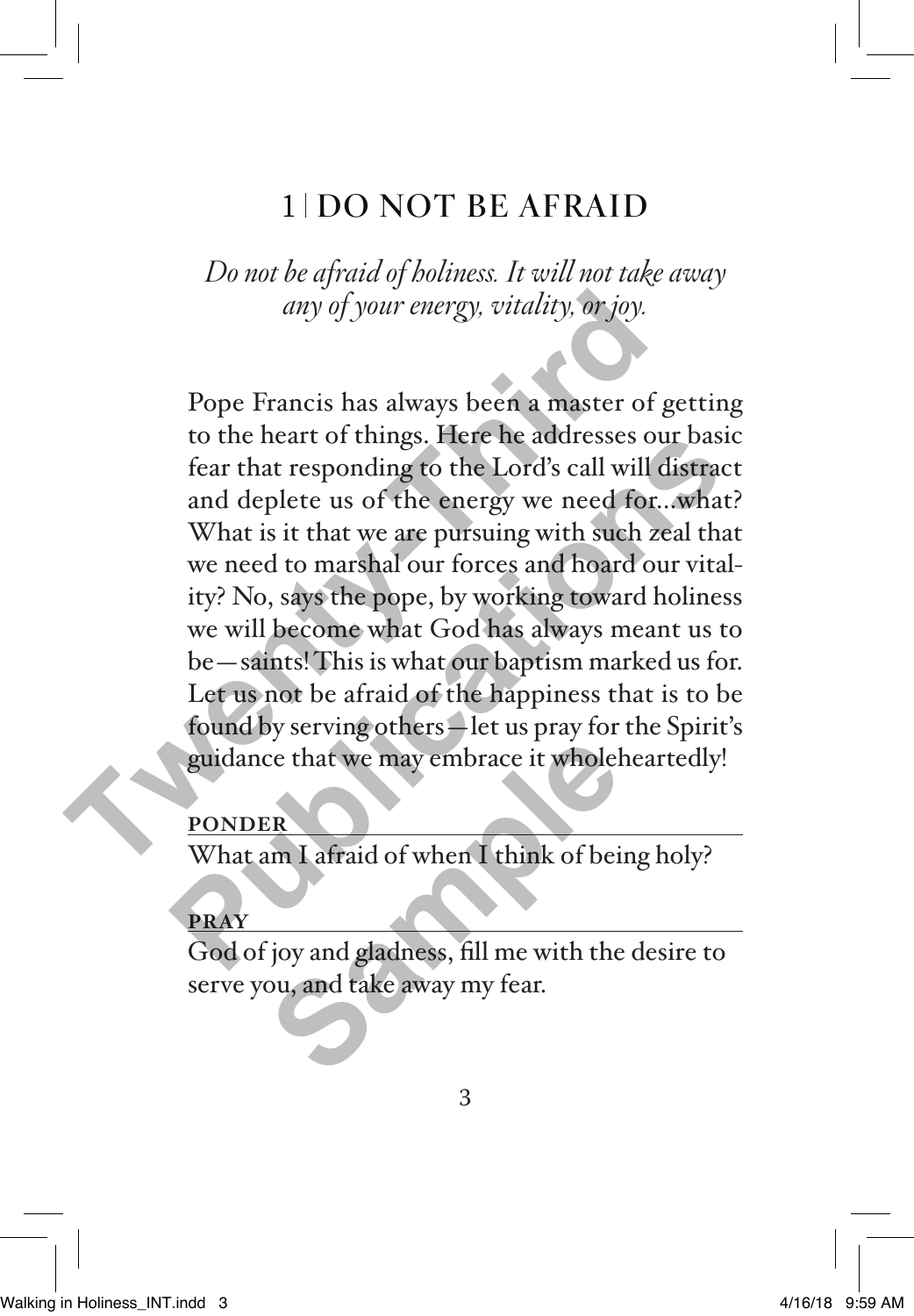## 1 | DO NOT BE AFRAID

*Do not be afraid of holiness. It will not take away any of your energy, vitality, or joy.*

Pope Francis has always been a master of getting to the heart of things. Here he addresses our basic fear that responding to the Lord's call will distract and deplete us of the energy we need for...what? What is it that we are pursuing with such zeal that we need to marshal our forces and hoard our vitality? No, says the pope, by working toward holiness we will become what God has always meant us to be—saints! This is what our baptism marked us for. Let us not be afraid of the happiness that is to be found by serving others—let us pray for the Spirit's guidance that we may embrace it wholeheartedly!

**PONDER**

What am I afraid of when I think of being holy?

**PRAY**

God of joy and gladness, fill me with the desire to serve you, and take away my fear.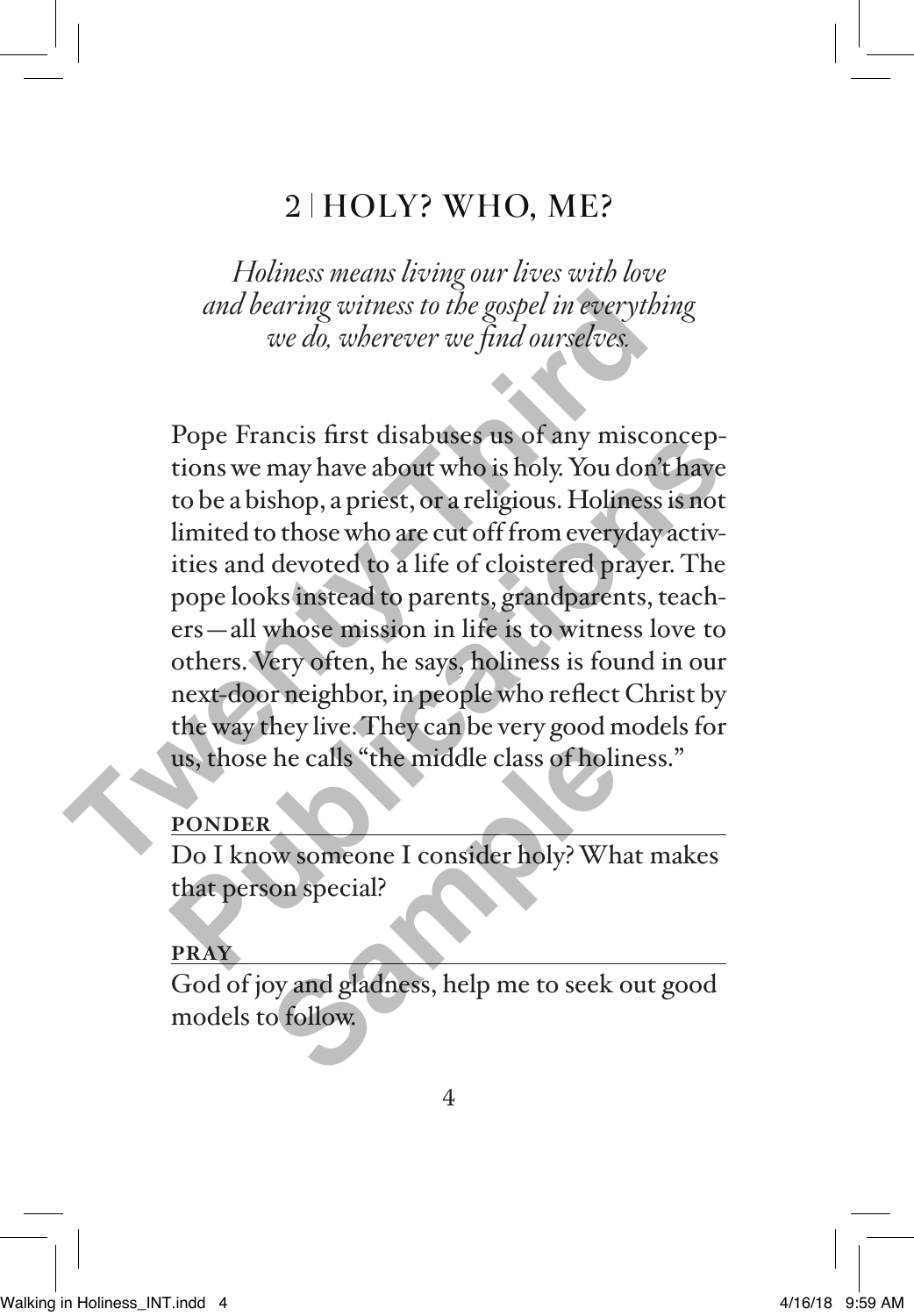## 2 | HOLY? WHO, ME?

*Holiness means living our lives with love and bearing witness to the gospel in everything we do, wherever we find ourselves.*

Pope Francis first disabuses us of any misconceptions we may have about who is holy. You don't have to be a bishop, a priest, or a religious. Holiness is not limited to those who are cut off from everyday activities and devoted to a life of cloistered prayer. The pope looks instead to parents, grandparents, teachers—all whose mission in life is to witness love to others. Very often, he says, holiness is found in our next-door neighbor, in people who reflect Christ by the way they live. They can be very good models for us, those he calls "the middle class of holiness."

**PONDER**

Do I know someone I consider holy? What makes that person special?

**PRAY**

God of joy and gladness, help me to seek out good models to follow.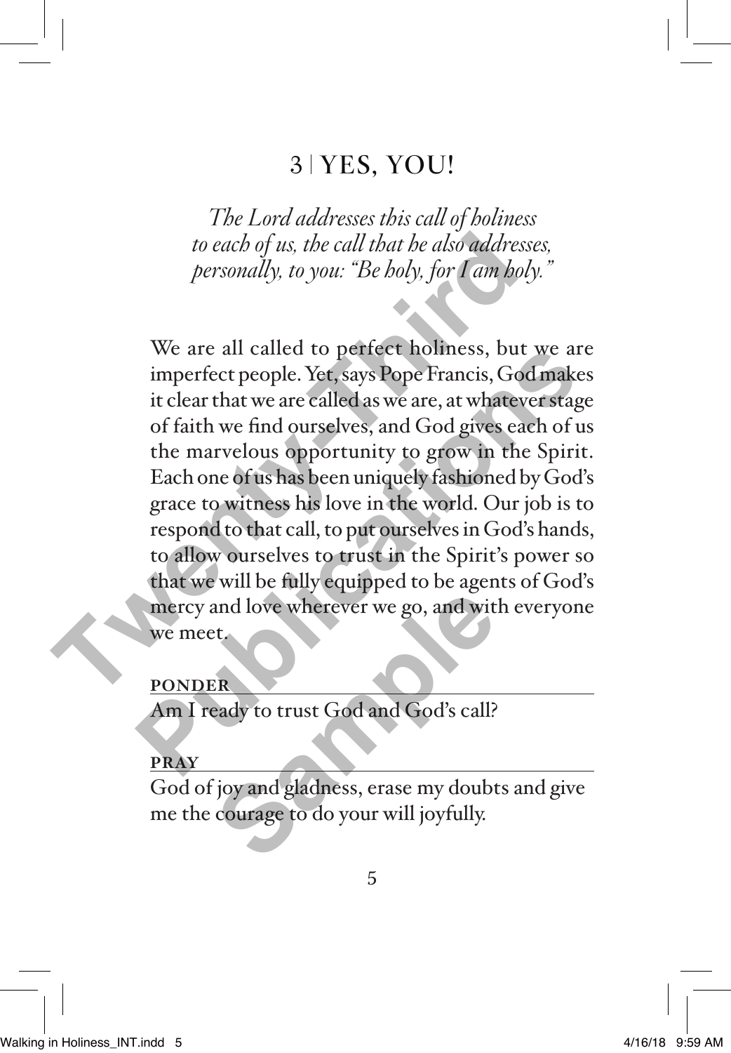# 3 | YES, YOU!

*The Lord addresses this call of holiness to each of us, the call that he also addresses, personally, to you: "Be holy, for I am holy."*

We are all called to perfect holiness, but we are imperfect people. Yet, says Pope Francis, God makes it clear that we are called as we are, at whatever stage of faith we find ourselves, and God gives each of us the marvelous opportunity to grow in the Spirit. Each one of us has been uniquely fashioned by God's grace to witness his love in the world. Our job is to respond to that call, to put ourselves in God's hands, to allow ourselves to trust in the Spirit's power so that we will be fully equipped to be agents of God's mercy and love wherever we go, and with everyone we meet.

**PONDER**

Am I ready to trust God and God's call?

**PRAY**

God of joy and gladness, erase my doubts and give me the courage to do your will joyfully.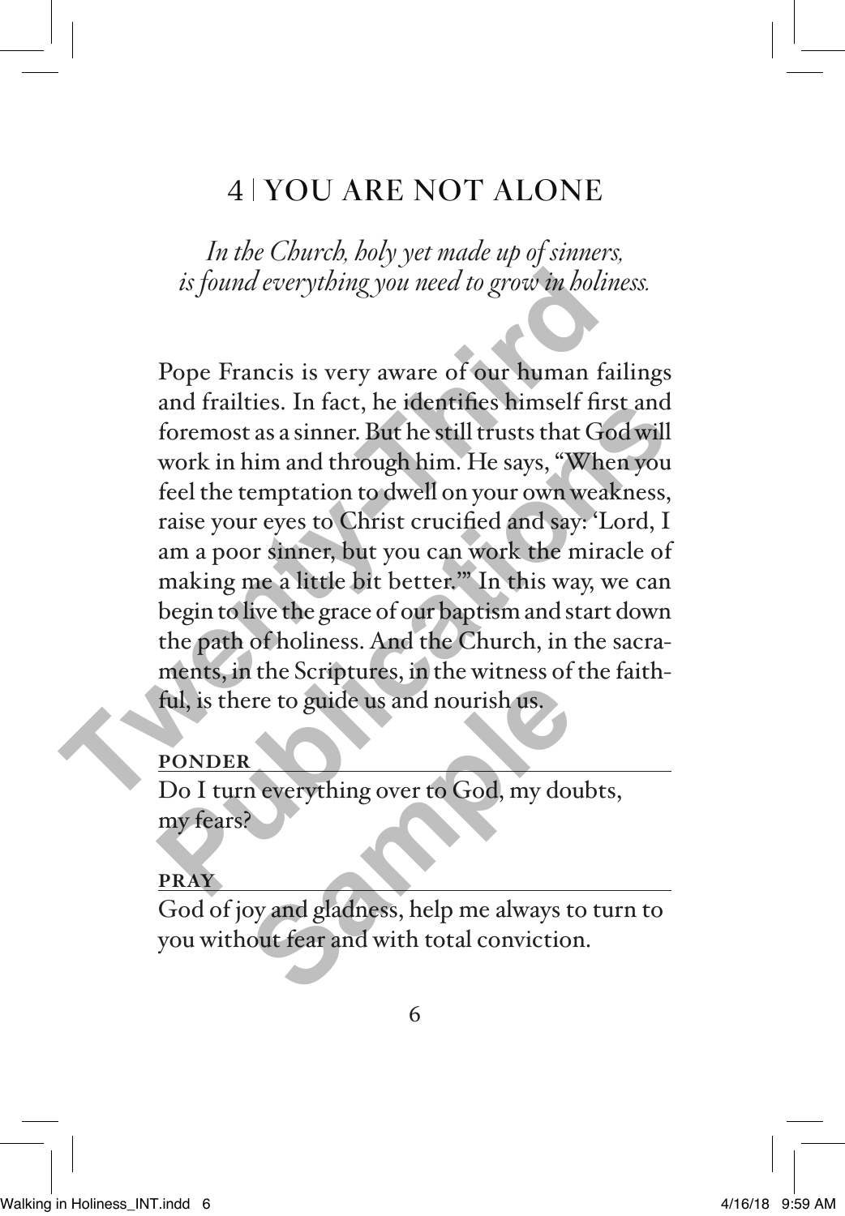# 4 | YOU ARE NOT ALONE

*In the Church, holy yet made up of sinners, is found everything you need to grow in holiness.*

Pope Francis is very aware of our human failings and frailties. In fact, he identifies himself first and foremost as a sinner. But he still trusts that God will work in him and through him. He says, "When you feel the temptation to dwell on your own weakness, raise your eyes to Christ crucified and say: 'Lord, I am a poor sinner, but you can work the miracle of making me a little bit better.'" In this way, we can begin to live the grace of our baptism and start down the path of holiness. And the Church, in the sacraments, in the Scriptures, in the witness of the faithful, is there to guide us and nourish us.

**PONDER**

Do I turn everything over to God, my doubts, my fears?

**PRAY**

God of joy and gladness, help me always to turn to you without fear and with total conviction.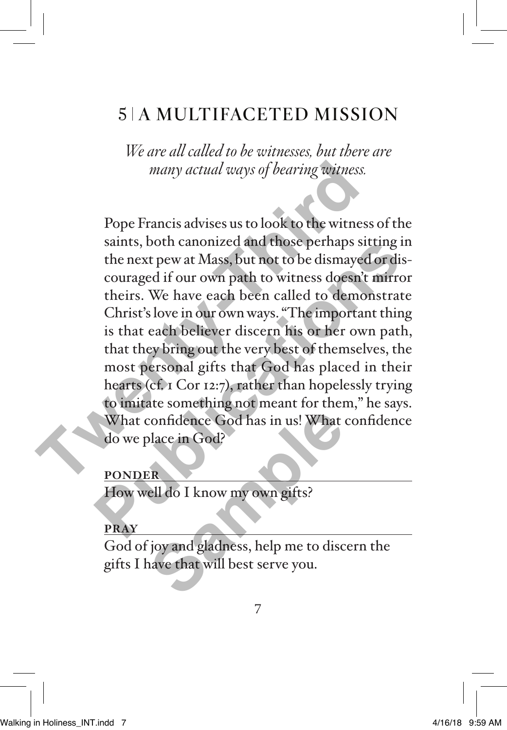## 5 | A MULTIFACETED MISSION

*We are all called to be witnesses, but there are many actual ways of bearing witness.*

Pope Francis advises us to look to the witness of the saints, both canonized and those perhaps sitting in the next pew at Mass, but not to be dismayed or discouraged if our own path to witness doesn't mirror theirs. We have each been called to demonstrate Christ's love in our own ways. "The important thing is that each believer discern his or her own path, that they bring out the very best of themselves, the most personal gifts that God has placed in their hearts (cf. 1 Cor 12:7), rather than hopelessly trying to imitate something not meant for them," he says. What confidence God has in us! What confidence do we place in God?

**PONDER**

How well do I know my own gifts?

**PRAY**

God of joy and gladness, help me to discern the gifts I have that will best serve you.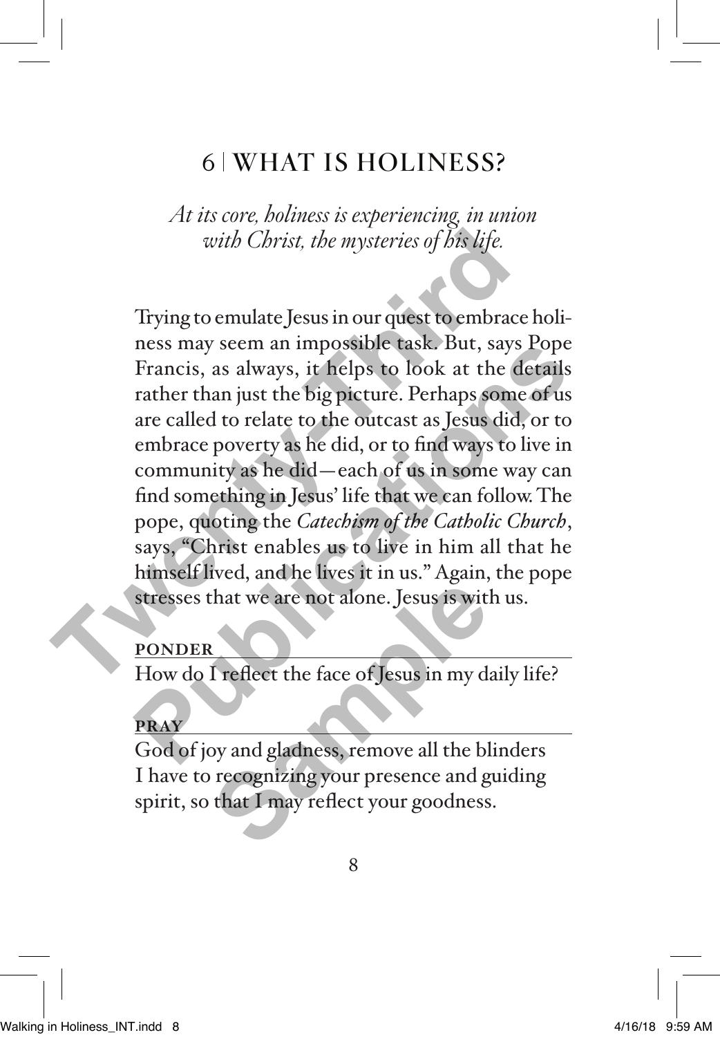## 6 | WHAT IS HOLINESS?

*At its core, holiness is experiencing, in union with Christ, the mysteries of his life.*

Trying to emulate Jesus in our quest to embrace holiness may seem an impossible task. But, says Pope Francis, as always, it helps to look at the details rather than just the big picture. Perhaps some of us are called to relate to the outcast as Jesus did, or to embrace poverty as he did, or to find ways to live in community as he did—each of us in some way can find something in Jesus' life that we can follow. The pope, quoting the *Catechism of the Catholic Church*, says, "Christ enables us to live in him all that he himself lived, and he lives it in us." Again, the pope stresses that we are not alone. Jesus is with us.

**PONDER**

How do I reflect the face of Jesus in my daily life?

**PRAY**

God of joy and gladness, remove all the blinders
I have to recognizing your presence and guiding
spirit, so that I may reflect your goodness.